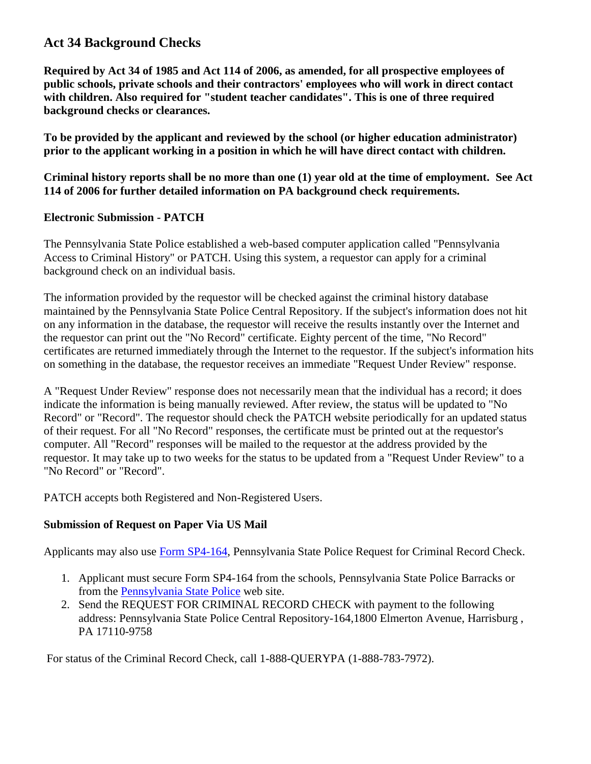# Act 34 Background Checks

**Required by Act 34 of 1985 and Act 114 of 2006, as amended, for all prospective employees of public schools, private schools and their contractors' employees who will work in direct contact with children. Also required for "student teacher candidates". This is one of three required background checks or clearances.**

**To be provided by the applicant and reviewed by the school (or higher education administrator) prior to the applicant working in a position in which he will have direct contact with children.**

**Criminal history reports shall be no more than one (1) year old at the time of employment. See Act 114 of 2006 for further detailed information on PA background check requirements.**

### Electronic Submission - PATCH

The Pennsylvania State Police established a web-based computer application called "Pennsylvania Access to Criminal History" or PATCH. Using this system, a requestor can apply for a criminal background check on an individual basis.

The information provided by the requestor will be checked against the criminal history database maintained by the Pennsylvania State Police Central Repository. If the subject's information does not hit on any information in the database, the requestor will receive the results instantly over the Internet and the requestor can print out the "No Record" certificate. Eighty percent of the time, "No Record" certificates are returned immediately through the Internet to the requestor. If the subject's information hits on something in the database, the requestor receives an immediate "Request Under Review" response.

A "Request Under Review" response does not necessarily mean that the individual has a record; it does indicate the information is being manually reviewed. After review, the status will be updated to "No Record" or "Record". The requestor should check the PATCH website periodically for an updated status of their request. For all "No Record" responses, the certificate must be printed out at the requestor's computer. All "Record" responses will be mailed to the requestor at the address provided by the requestor. It may take up to two weeks for the status to be updated from a "Request Under Review" to a "No Record" or "Record".

PATCH accepts both Registered and Non-Registered Users.

### Submission of Request on Paper Via US Mail

Applicants may also use Form SP4-164, Pennsylvania State Police Request for Criminal Record Check.

1. Applicant must secure Form SP4-164 from the schools, Pennsylvania State Police Barracks or from the Pennsylvania State Police web site.
2. Send the REQUEST FOR CRIMINAL RECORD CHECK with payment to the following address: Pennsylvania State Police Central Repository-164,1800 Elmerton Avenue, Harrisburg , PA 17110-9758

For status of the Criminal Record Check, call 1-888-QUERYPA (1-888-783-7972).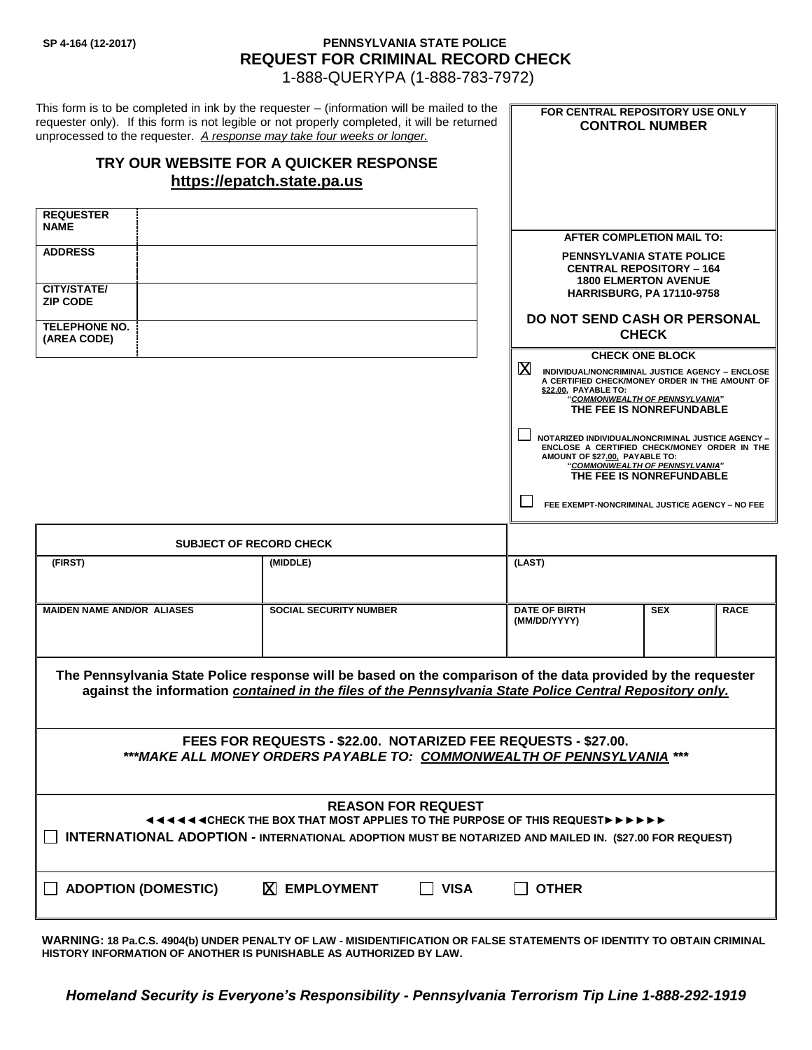SP 4-164 (12-2017)

**PENNSYLVANIA STATE POLICE**

# REQUEST FOR CRIMINAL RECORD CHECK

1-888-QUERYPA (1-888-783-7972)

This form is to be completed in ink by the requester – (information will be mailed to the requester only). If this form is not legible or not properly completed, it will be returned unprocessed to the requester. *A response may take four weeks or longer.*

## TRY OUR WEBSITE FOR A QUICKER RESPONSE

**https://epatch.state.pa.us**

| | |
|---|---|
| **REQUESTER NAME** | |
| **ADDRESS** | |
| **CITY/STATE/ ZIP CODE** | |
| **TELEPHONE NO. (AREA CODE)** | |

**FOR CENTRAL REPOSITORY USE ONLY**
**CONTROL NUMBER**

**AFTER COMPLETION MAIL TO:**

**PENNSYLVANIA STATE POLICE**
**CENTRAL REPOSITORY – 164**
**1800 ELMERTON AVENUE**
**HARRISBURG, PA 17110-9758**

**DO NOT SEND CASH OR PERSONAL CHECK**

**CHECK ONE BLOCK**

- ☒ **INDIVIDUAL/NONCRIMINAL JUSTICE AGENCY – ENCLOSE A CERTIFIED CHECK/MONEY ORDER IN THE AMOUNT OF $22.00, PAYABLE TO: "*COMMONWEALTH OF PENNSYLVANIA*" THE FEE IS NONREFUNDABLE**
- ☐ **NOTARIZED INDIVIDUAL/NONCRIMINAL JUSTICE AGENCY – ENCLOSE A CERTIFIED CHECK/MONEY ORDER IN THE AMOUNT OF $27.00, PAYABLE TO: "*COMMONWEALTH OF PENNSYLVANIA*" THE FEE IS NONREFUNDABLE**
- ☐ **FEE EXEMPT-NONCRIMINAL JUSTICE AGENCY – NO FEE**

**SUBJECT OF RECORD CHECK**

| (FIRST) | (MIDDLE) | (LAST) | | |
|---|---|---|---|---|
| | | | | |
| **MAIDEN NAME AND/OR ALIASES** | **SOCIAL SECURITY NUMBER** | **DATE OF BIRTH (MM/DD/YYYY)** | **SEX** | **RACE** |
| | | | | |

**The Pennsylvania State Police response will be based on the comparison of the data provided by the requester against the information *contained in the files of the Pennsylvania State Police Central Repository only.***

**FEES FOR REQUESTS - $22.00. NOTARIZED FEE REQUESTS - $27.00.**
***\*\*\*MAKE ALL MONEY ORDERS PAYABLE TO: COMMONWEALTH OF PENNSYLVANIA \*\*\****

**REASON FOR REQUEST**

**◄◄◄◄◄◄CHECK THE BOX THAT MOST APPLIES TO THE PURPOSE OF THIS REQUEST►►►►►►**

☐ **INTERNATIONAL ADOPTION - INTERNATIONAL ADOPTION MUST BE NOTARIZED AND MAILED IN. ($27.00 FOR REQUEST)**

☐ **ADOPTION (DOMESTIC)** ☒ **EMPLOYMENT** ☐ **VISA** ☐ **OTHER**

**WARNING: 18 Pa.C.S. 4904(b) UNDER PENALTY OF LAW - MISIDENTIFICATION OR FALSE STATEMENTS OF IDENTITY TO OBTAIN CRIMINAL HISTORY INFORMATION OF ANOTHER IS PUNISHABLE AS AUTHORIZED BY LAW.**

***Homeland Security is Everyone's Responsibility - Pennsylvania Terrorism Tip Line 1-888-292-1919***